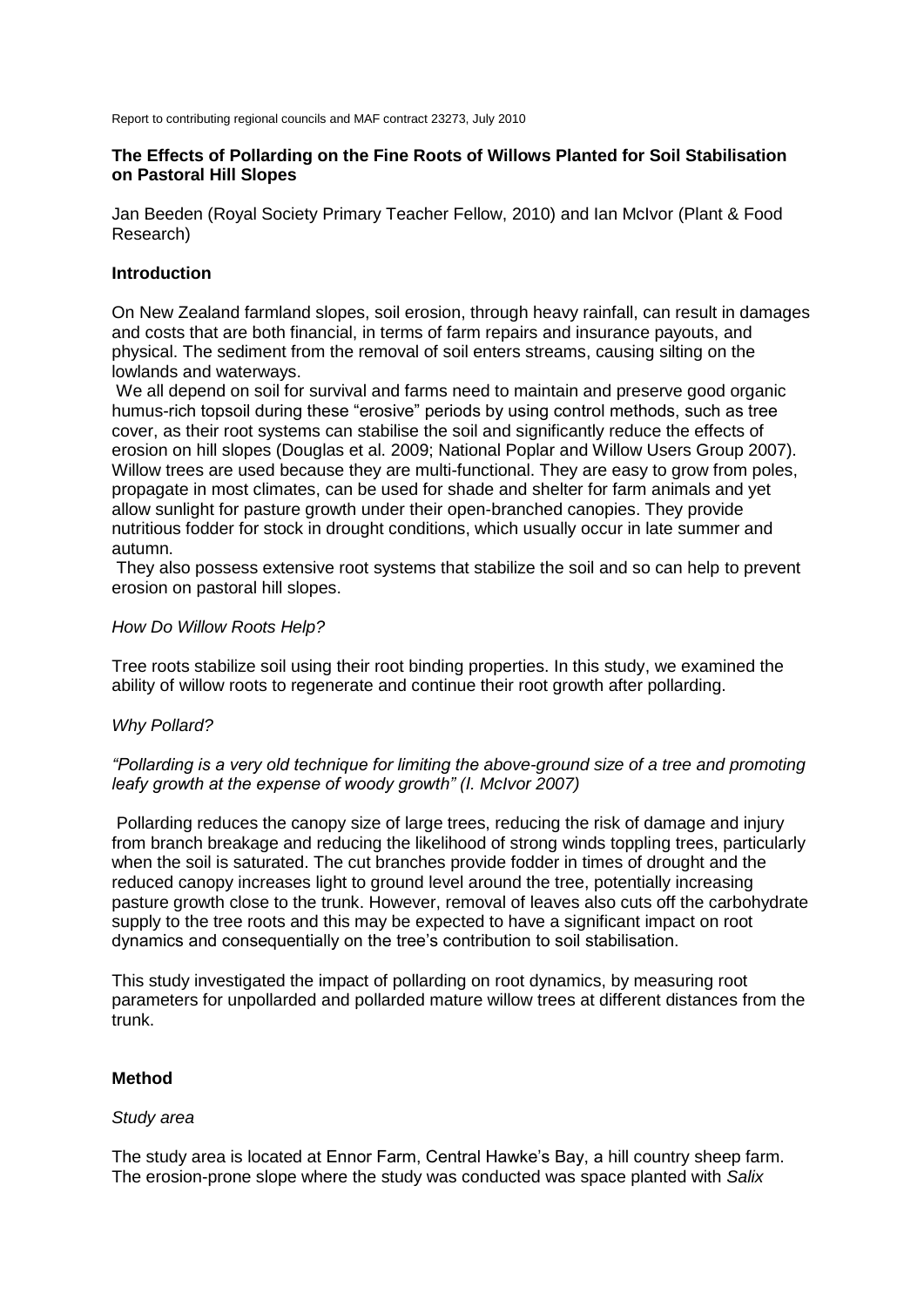Report to contributing regional councils and MAF contract 23273, July 2010

## The Effects of Pollarding on the Fine Roots of Willows Planted for Soil Stabilisation on Pastoral Hill Slopes

Jan Beeden (Royal Society Primary Teacher Fellow, 2010) and Ian McIvor (Plant & Food Research)

### Introduction

On New Zealand farmland slopes, soil erosion, through heavy rainfall, can result in damages and costs that are both financial, in terms of farm repairs and insurance payouts, and physical. The sediment from the removal of soil enters streams, causing silting on the lowlands and waterways.

We all depend on soil for survival and farms need to maintain and preserve good organic humus-rich topsoil during these "erosive" periods by using control methods, such as tree cover, as their root systems can stabilise the soil and significantly reduce the effects of erosion on hill slopes (Douglas et al. 2009; National Poplar and Willow Users Group 2007). Willow trees are used because they are multi-functional. They are easy to grow from poles, propagate in most climates, can be used for shade and shelter for farm animals and yet allow sunlight for pasture growth under their open-branched canopies. They provide nutritious fodder for stock in drought conditions, which usually occur in late summer and autumn.

They also possess extensive root systems that stabilize the soil and so can help to prevent erosion on pastoral hill slopes.

*How Do Willow Roots Help?*

Tree roots stabilize soil using their root binding properties. In this study, we examined the ability of willow roots to regenerate and continue their root growth after pollarding.

*Why Pollard?*

*"Pollarding is a very old technique for limiting the above-ground size of a tree and promoting leafy growth at the expense of woody growth" (I. McIvor 2007)*

Pollarding reduces the canopy size of large trees, reducing the risk of damage and injury from branch breakage and reducing the likelihood of strong winds toppling trees, particularly when the soil is saturated. The cut branches provide fodder in times of drought and the reduced canopy increases light to ground level around the tree, potentially increasing pasture growth close to the trunk. However, removal of leaves also cuts off the carbohydrate supply to the tree roots and this may be expected to have a significant impact on root dynamics and consequentially on the tree's contribution to soil stabilisation.

This study investigated the impact of pollarding on root dynamics, by measuring root parameters for unpollarded and pollarded mature willow trees at different distances from the trunk.

### Method

*Study area*

The study area is located at Ennor Farm, Central Hawke's Bay, a hill country sheep farm. The erosion-prone slope where the study was conducted was space planted with *Salix*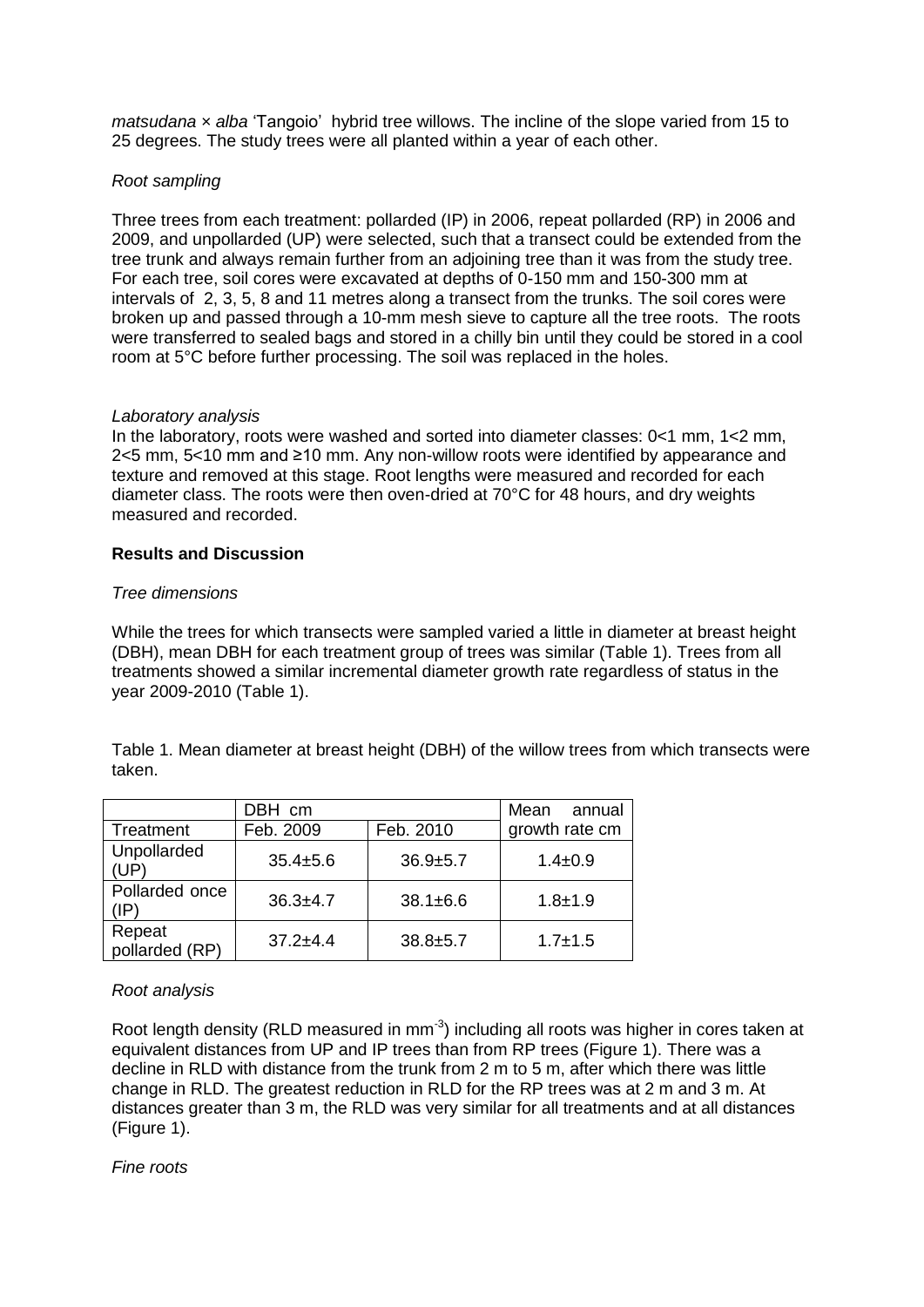*matsudana* × *alba* 'Tangoio' hybrid tree willows. The incline of the slope varied from 15 to 25 degrees. The study trees were all planted within a year of each other.

*Root sampling*

Three trees from each treatment: pollarded (IP) in 2006, repeat pollarded (RP) in 2006 and 2009, and unpollarded (UP) were selected, such that a transect could be extended from the tree trunk and always remain further from an adjoining tree than it was from the study tree. For each tree, soil cores were excavated at depths of 0-150 mm and 150-300 mm at intervals of 2, 3, 5, 8 and 11 metres along a transect from the trunks. The soil cores were broken up and passed through a 10-mm mesh sieve to capture all the tree roots. The roots were transferred to sealed bags and stored in a chilly bin until they could be stored in a cool room at 5°C before further processing. The soil was replaced in the holes.

*Laboratory analysis*

In the laboratory, roots were washed and sorted into diameter classes: 0<1 mm, 1<2 mm, 2<5 mm, 5<10 mm and ≥10 mm. Any non-willow roots were identified by appearance and texture and removed at this stage. Root lengths were measured and recorded for each diameter class. The roots were then oven-dried at 70°C for 48 hours, and dry weights measured and recorded.

**Results and Discussion**

*Tree dimensions*

While the trees for which transects were sampled varied a little in diameter at breast height (DBH), mean DBH for each treatment group of trees was similar (Table 1). Trees from all treatments showed a similar incremental diameter growth rate regardless of status in the year 2009-2010 (Table 1).

Table 1. Mean diameter at breast height (DBH) of the willow trees from which transects were taken.

| | DBH cm | | Mean annual |
|---|---|---|---|
| Treatment | Feb. 2009 | Feb. 2010 | growth rate cm |
| Unpollarded (UP) | 35.4±5.6 | 36.9±5.7 | 1.4±0.9 |
| Pollarded once (IP) | 36.3±4.7 | 38.1±6.6 | 1.8±1.9 |
| Repeat pollarded (RP) | 37.2±4.4 | 38.8±5.7 | 1.7±1.5 |

*Root analysis*

Root length density (RLD measured in $mm^{-3}$) including all roots was higher in cores taken at equivalent distances from UP and IP trees than from RP trees (Figure 1). There was a decline in RLD with distance from the trunk from 2 m to 5 m, after which there was little change in RLD. The greatest reduction in RLD for the RP trees was at 2 m and 3 m. At distances greater than 3 m, the RLD was very similar for all treatments and at all distances (Figure 1).

*Fine roots*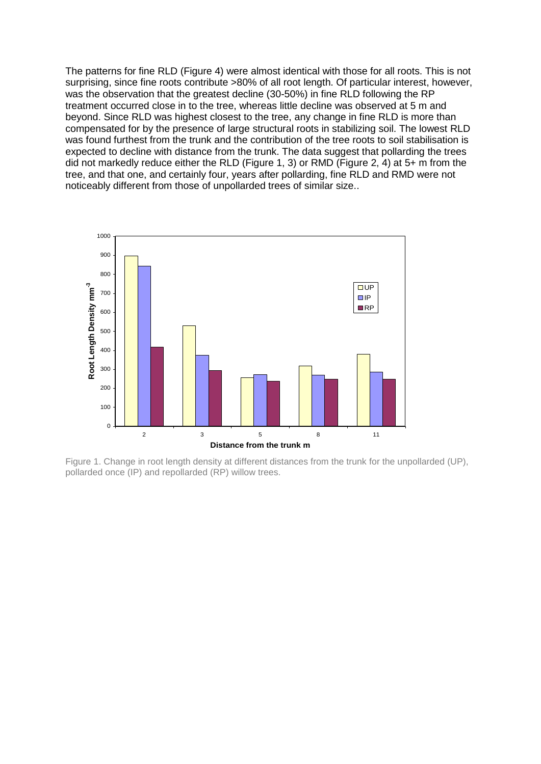The patterns for fine RLD (Figure 4) were almost identical with those for all roots. This is not surprising, since fine roots contribute >80% of all root length. Of particular interest, however, was the observation that the greatest decline (30-50%) in fine RLD following the RP treatment occurred close in to the tree, whereas little decline was observed at 5 m and beyond. Since RLD was highest closest to the tree, any change in fine RLD is more than compensated for by the presence of large structural roots in stabilizing soil. The lowest RLD was found furthest from the trunk and the contribution of the tree roots to soil stabilisation is expected to decline with distance from the trunk. The data suggest that pollarding the trees did not markedly reduce either the RLD (Figure 1, 3) or RMD (Figure 2, 4) at 5+ m from the tree, and that one, and certainly four, years after pollarding, fine RLD and RMD were not noticeably different from those of unpollarded trees of similar size..

Figure 1. Change in root length density at different distances from the trunk for the unpollarded (UP), pollarded once (IP) and repollarded (RP) willow trees.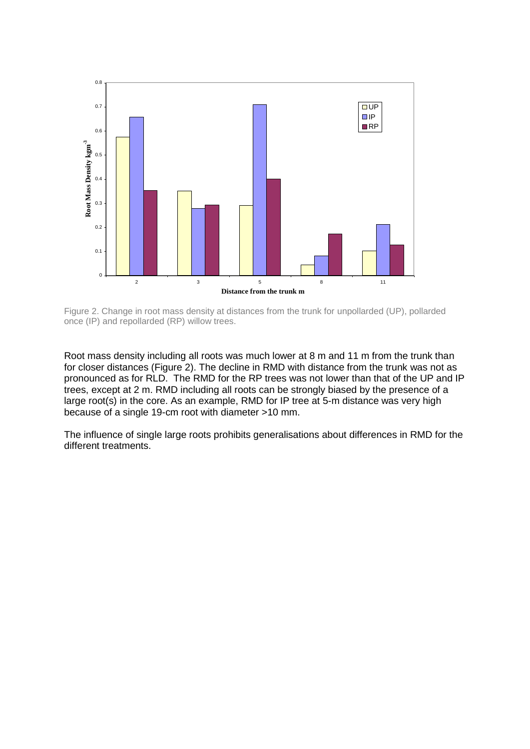Figure 2. Change in root mass density at distances from the trunk for unpollarded (UP), pollarded once (IP) and repollarded (RP) willow trees.

Root mass density including all roots was much lower at 8 m and 11 m from the trunk than for closer distances (Figure 2). The decline in RMD with distance from the trunk was not as pronounced as for RLD. The RMD for the RP trees was not lower than that of the UP and IP trees, except at 2 m. RMD including all roots can be strongly biased by the presence of a large root(s) in the core. As an example, RMD for IP tree at 5-m distance was very high because of a single 19-cm root with diameter >10 mm.

The influence of single large roots prohibits generalisations about differences in RMD for the different treatments.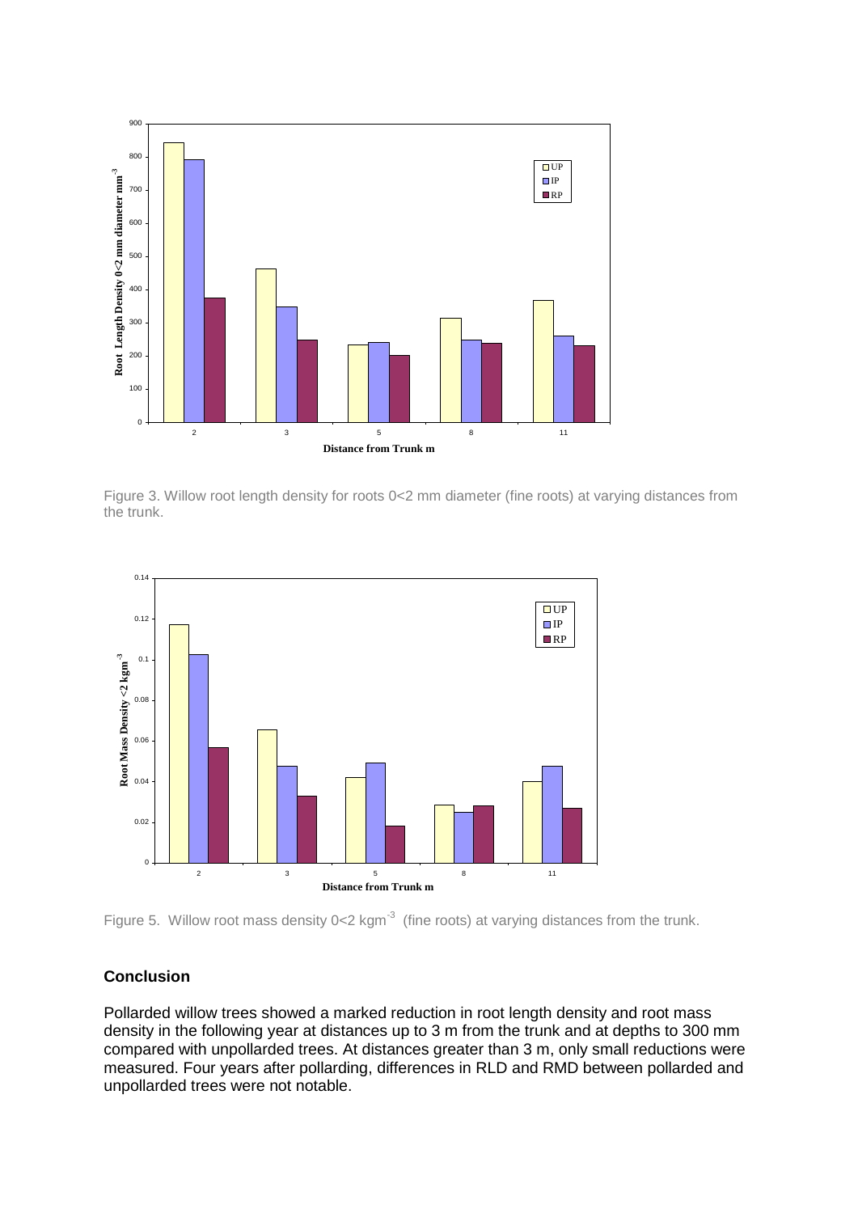Figure 3. Willow root length density for roots 0<2 mm diameter (fine roots) at varying distances from the trunk.

Figure 5. Willow root mass density 0<2 $kgm^{-3}$ (fine roots) at varying distances from the trunk.

## Conclusion

Pollarded willow trees showed a marked reduction in root length density and root mass density in the following year at distances up to 3 m from the trunk and at depths to 300 mm compared with unpollarded trees. At distances greater than 3 m, only small reductions were measured. Four years after pollarding, differences in RLD and RMD between pollarded and unpollarded trees were not notable.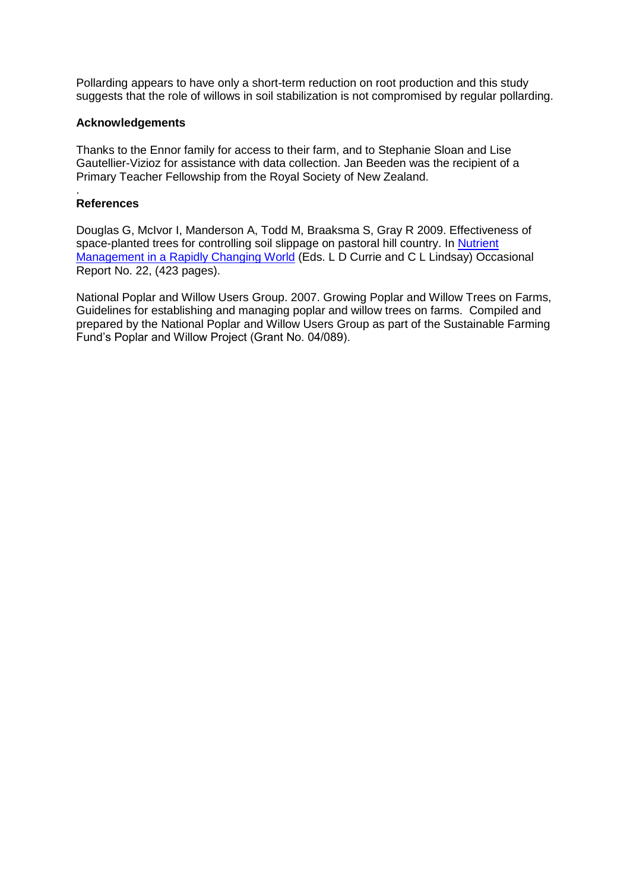Pollarding appears to have only a short-term reduction on root production and this study suggests that the role of willows in soil stabilization is not compromised by regular pollarding.

**Acknowledgements**

Thanks to the Ennor family for access to their farm, and to Stephanie Sloan and Lise Gautellier-Vizioz for assistance with data collection. Jan Beeden was the recipient of a Primary Teacher Fellowship from the Royal Society of New Zealand.

.

**References**

Douglas G, McIvor I, Manderson A, Todd M, Braaksma S, Gray R 2009. Effectiveness of space-planted trees for controlling soil slippage on pastoral hill country. In Nutrient Management in a Rapidly Changing World (Eds. L D Currie and C L Lindsay) Occasional Report No. 22, (423 pages).

National Poplar and Willow Users Group. 2007. Growing Poplar and Willow Trees on Farms, Guidelines for establishing and managing poplar and willow trees on farms. Compiled and prepared by the National Poplar and Willow Users Group as part of the Sustainable Farming Fund's Poplar and Willow Project (Grant No. 04/089).